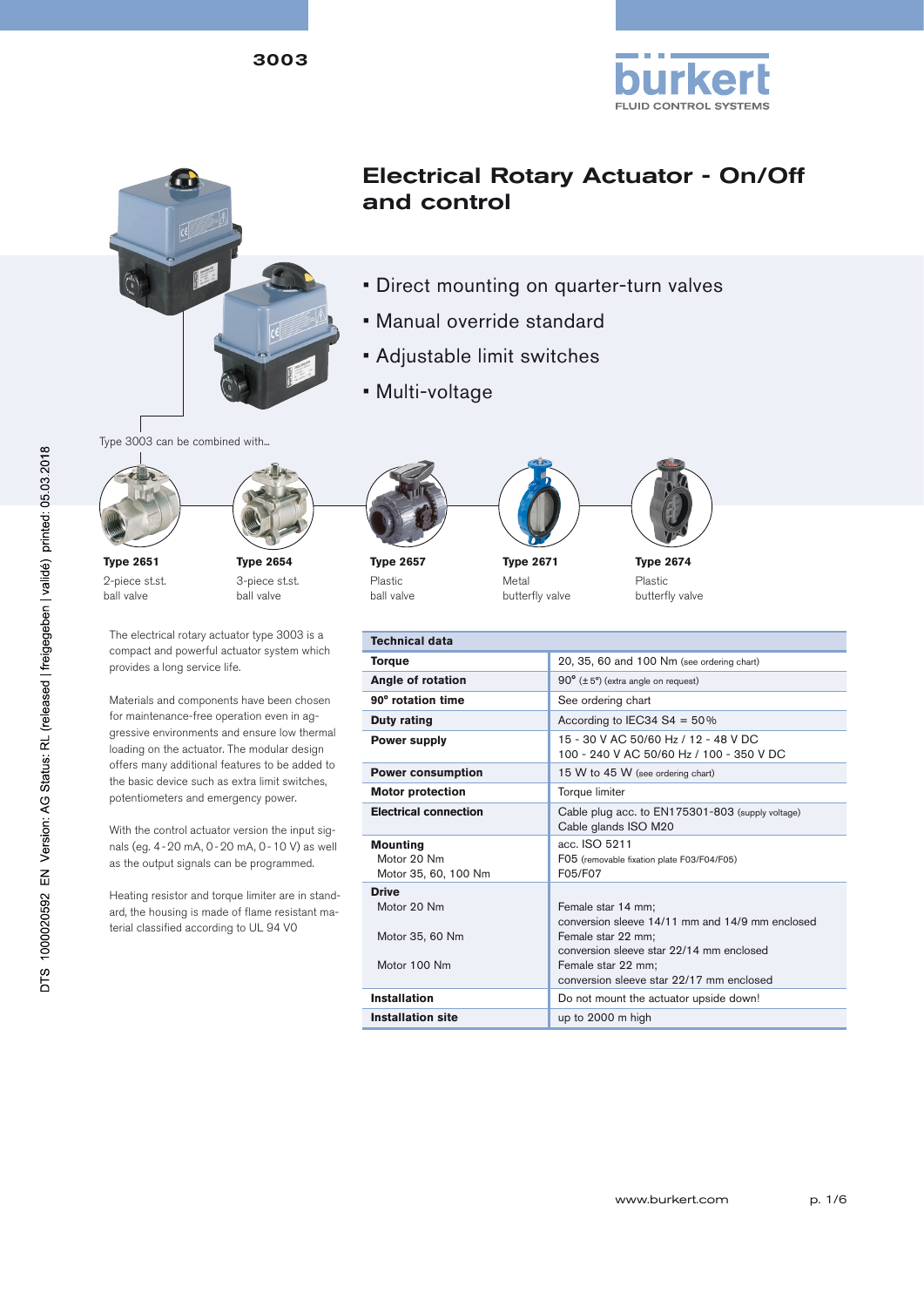3003

# Electrical Rotary Actuator - On/Off and control

- Direct mounting on quarter-turn valves
- Manual override standard
- Adjustable limit switches
- Multi-voltage

Type 3003 can be combined with...

**Type 2651**
2-piece st.st. ball valve

**Type 2654**
3-piece st.st. ball valve

**Type 2657**
Plastic ball valve

**Type 2671**
Metal butterfly valve

**Type 2674**
Plastic butterfly valve

The electrical rotary actuator type 3003 is a compact and powerful actuator system which provides a long service life.

Materials and components have been chosen for maintenance-free operation even in aggressive environments and ensure low thermal loading on the actuator. The modular design offers many additional features to be added to the basic device such as extra limit switches, potentiometers and emergency power.

With the control actuator version the input signals (eg. 4 - 20 mA, 0 - 20 mA, 0 - 10 V) as well as the output signals can be programmed.

Heating resistor and torque limiter are in standard, the housing is made of flame resistant material classified according to UL 94 V0

| Technical data | |
|---|---|
| **Torque** | 20, 35, 60 and 100 Nm (see ordering chart) |
| **Angle of rotation** | 90° (± 5°) (extra angle on request) |
| **90° rotation time** | See ordering chart |
| **Duty rating** | According to IEC34 S4 = 50 % |
| **Power supply** | 15 - 30 V AC 50/60 Hz / 12 - 48 V DC<br>100 - 240 V AC 50/60 Hz / 100 - 350 V DC |
| **Power consumption** | 15 W to 45 W (see ordering chart) |
| **Motor protection** | Torque limiter |
| **Electrical connection** | Cable plug acc. to EN175301-803 (supply voltage)<br>Cable glands ISO M20 |
| **Mounting**<br>Motor 20 Nm<br>Motor 35, 60, 100 Nm | acc. ISO 5211<br>F05 (removable fixation plate F03/F04/F05)<br>F05/F07 |
| **Drive**<br>Motor 20 Nm<br><br>Motor 35, 60 Nm<br><br>Motor 100 Nm | <br>Female star 14 mm;<br>conversion sleeve 14/11 mm and 14/9 mm enclosed<br>Female star 22 mm;<br>conversion sleeve star 22/14 mm enclosed<br>Female star 22 mm;<br>conversion sleeve star 22/17 mm enclosed |
| **Installation** | Do not mount the actuator upside down! |
| **Installation site** | up to 2000 m high |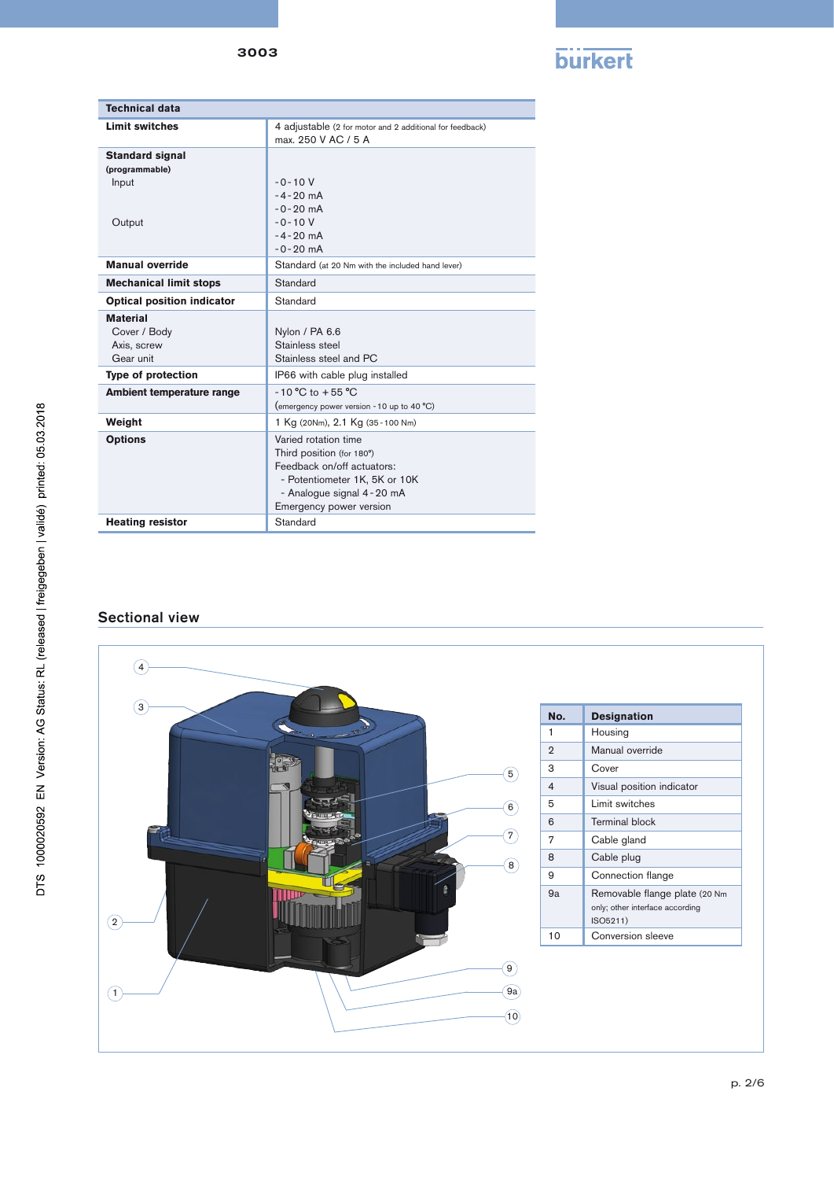| Technical data | |
|---|---|
| **Limit switches** | 4 adjustable (2 for motor and 2 additional for feedback)<br>max. 250 V AC / 5 A |
| **Standard signal** (programmable)<br>Input<br><br><br>Output | <br>- 0 - 10 V<br>- 4 - 20 mA<br>- 0 - 20 mA<br>- 0 - 10 V<br>- 4 - 20 mA<br>- 0 - 20 mA |
| **Manual override** | Standard (at 20 Nm with the included hand lever) |
| **Mechanical limit stops** | Standard |
| **Optical position indicator** | Standard |
| **Material**<br>Cover / Body<br>Axis, screw<br>Gear unit | <br>Nylon / PA 6.6<br>Stainless steel<br>Stainless steel and PC |
| **Type of protection** | IP66 with cable plug installed |
| **Ambient temperature range** | - 10 °C to + 55 °C<br>(emergency power version - 10 up to 40 °C) |
| **Weight** | 1 Kg (20Nm), 2.1 Kg (35 - 100 Nm) |
| **Options** | Varied rotation time<br>Third position (for 180°)<br>Feedback on/off actuators:<br>- Potentiometer 1K, 5K or 10K<br>- Analogue signal 4 - 20 mA<br>Emergency power version |
| **Heating resistor** | Standard |

## Sectional view

| No. | Designation |
|---|---|
| 1 | Housing |
| 2 | Manual override |
| 3 | Cover |
| 4 | Visual position indicator |
| 5 | Limit switches |
| 6 | Terminal block |
| 7 | Cable gland |
| 8 | Cable plug |
| 9 | Connection flange |
| 9a | Removable flange plate (20 Nm only; other interface according ISO5211) |
| 10 | Conversion sleeve |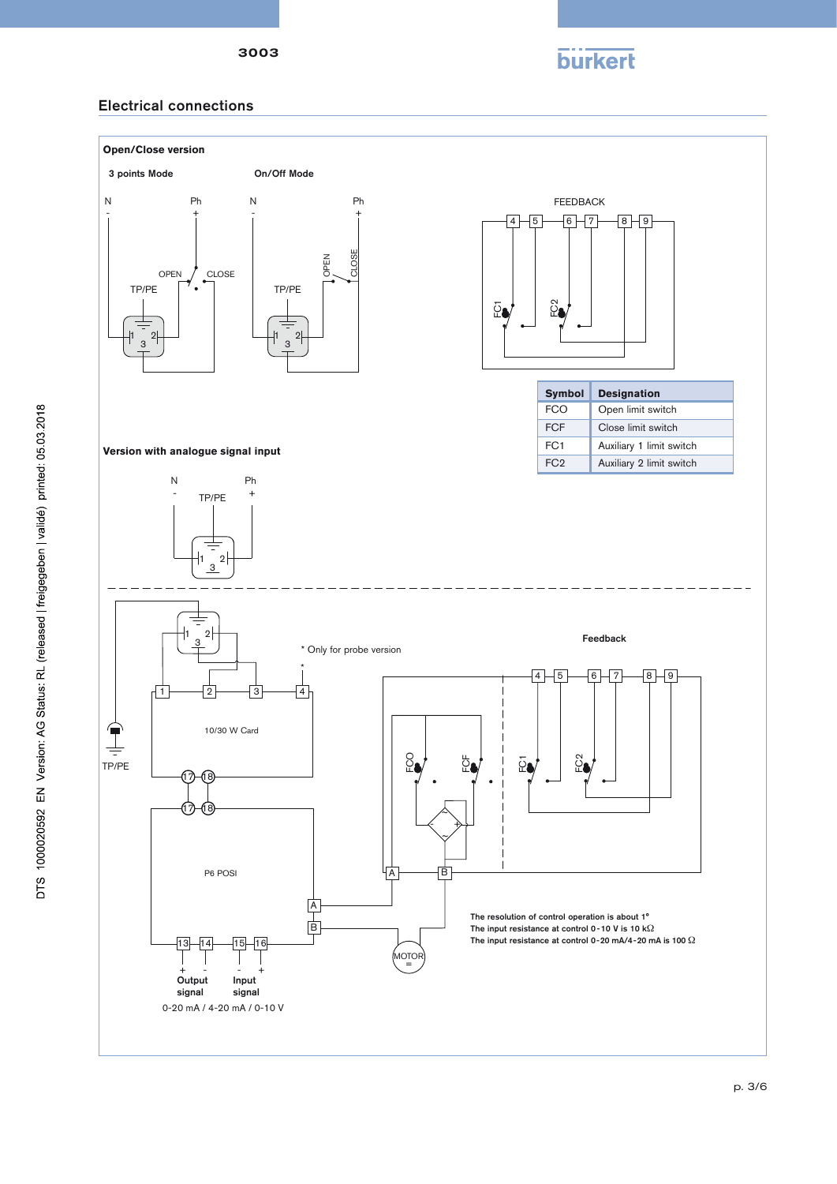## Electrical connections

**Open/Close version**

**3 points Mode**

N
-

Ph
+

OPEN CLOSE

TP/PE

1 2
3

**On/Off Mode**

N
-

Ph
+

OPEN CLOSE

TP/PE

1 2
3

FEEDBACK

4 5 6 7 8 9

FC1 FC2

| Symbol | Designation |
| --- | --- |
| FCO | Open limit switch |
| FCF | Close limit switch |
| FC1 | Auxiliary 1 limit switch |
| FC2 | Auxiliary 2 limit switch |

**Version with analogue signal input**

N
-

Ph
+

TP/PE

1 2
3

1 2
3

\* Only for probe version

1 2 3 4

10/30 W Card

TP/PE

17 18

17 18

P6 POSI

A

B

13 14 15 16

\+ -
Output signal

\- +
Input signal

0-20 mA / 4-20 mA / 0-10 V

**Feedback**

4 5 6 7 8 9

FCO FCF FC1 FC2

A B

MOTOR
=

The resolution of control operation is about 1°
The input resistance at control 0-10 V is 10 kΩ
The input resistance at control 0-20 mA/4-20 mA is 100 Ω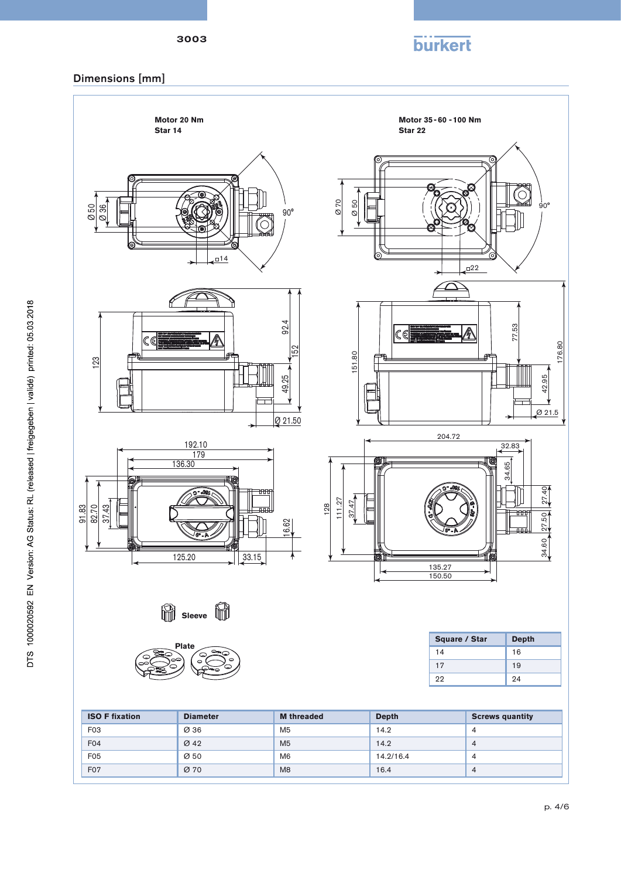## Dimensions [mm]

**Motor 20 Nm**
**Star 14**

**Motor 35 - 60 - 100 Nm**
**Star 22**

Sleeve

Plate

| Square / Star | Depth |
|---|---|
| 14 | 16 |
| 17 | 19 |
| 22 | 24 |

| ISO F fixation | Diameter | M threaded | Depth | Screws quantity |
|---|---|---|---|---|
| F03 | Ø 36 | M5 | 14.2 | 4 |
| F04 | Ø 42 | M5 | 14.2 | 4 |
| F05 | Ø 50 | M6 | 14.2/16.4 | 4 |
| F07 | Ø 70 | M8 | 16.4 | 4 |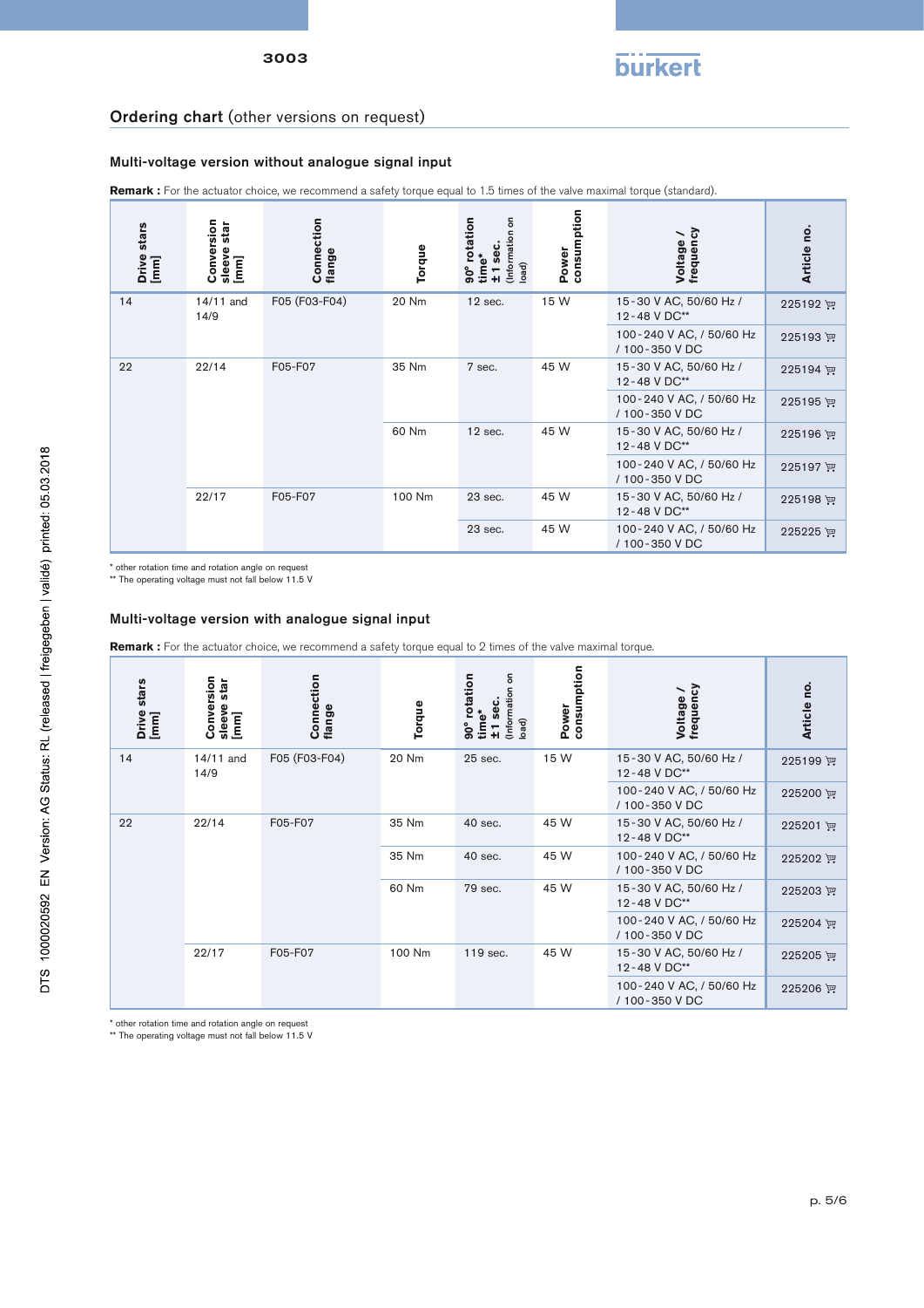## Ordering chart (other versions on request)

### Multi-voltage version without analogue signal input

**Remark :** For the actuator choice, we recommend a safety torque equal to 1.5 times of the valve maximal torque (standard).

| Drive stars [mm] | Conversion sleeve star [mm] | Connection flange | Torque | 90° rotation time* ±1 sec. (Information on load) | Power consumption | Voltage / frequency | Article no. |
|---|---|---|---|---|---|---|---|
| 14 | 14/11 and 14/9 | F05 (F03-F04) | 20 Nm | 12 sec. | 15 W | 15-30 V AC, 50/60 Hz / 12-48 V DC** | 225192 |
| | | | | | | 100-240 V AC, / 50/60 Hz / 100-350 V DC | 225193 |
| 22 | 22/14 | F05-F07 | 35 Nm | 7 sec. | 45 W | 15-30 V AC, 50/60 Hz / 12-48 V DC** | 225194 |
| | | | | | | 100-240 V AC, / 50/60 Hz / 100-350 V DC | 225195 |
| | | | 60 Nm | 12 sec. | 45 W | 15-30 V AC, 50/60 Hz / 12-48 V DC** | 225196 |
| | | | | | | 100-240 V AC, / 50/60 Hz / 100-350 V DC | 225197 |
| | 22/17 | F05-F07 | 100 Nm | 23 sec. | 45 W | 15-30 V AC, 50/60 Hz / 12-48 V DC** | 225198 |
| | | | | 23 sec. | 45 W | 100-240 V AC, / 50/60 Hz / 100-350 V DC | 225225 |

\* other rotation time and rotation angle on request
\*\* The operating voltage must not fall below 11.5 V

### Multi-voltage version with analogue signal input

**Remark :** For the actuator choice, we recommend a safety torque equal to 2 times of the valve maximal torque.

| Drive stars [mm] | Conversion sleeve star [mm] | Connection flange | Torque | 90° rotation time* ±1 sec. (Information on load) | Power consumption | Voltage / frequency | Article no. |
|---|---|---|---|---|---|---|---|
| 14 | 14/11 and 14/9 | F05 (F03-F04) | 20 Nm | 25 sec. | 15 W | 15-30 V AC, 50/60 Hz / 12-48 V DC** | 225199 |
| | | | | | | 100-240 V AC, / 50/60 Hz / 100-350 V DC | 225200 |
| 22 | 22/14 | F05-F07 | 35 Nm | 40 sec. | 45 W | 15-30 V AC, 50/60 Hz / 12-48 V DC** | 225201 |
| | | | 35 Nm | 40 sec. | 45 W | 100-240 V AC, / 50/60 Hz / 100-350 V DC | 225202 |
| | | | 60 Nm | 79 sec. | 45 W | 15-30 V AC, 50/60 Hz / 12-48 V DC** | 225203 |
| | | | | | | 100-240 V AC, / 50/60 Hz / 100-350 V DC | 225204 |
| | 22/17 | F05-F07 | 100 Nm | 119 sec. | 45 W | 15-30 V AC, 50/60 Hz / 12-48 V DC** | 225205 |
| | | | | | | 100-240 V AC, / 50/60 Hz / 100-350 V DC | 225206 |

\* other rotation time and rotation angle on request
\*\* The operating voltage must not fall below 11.5 V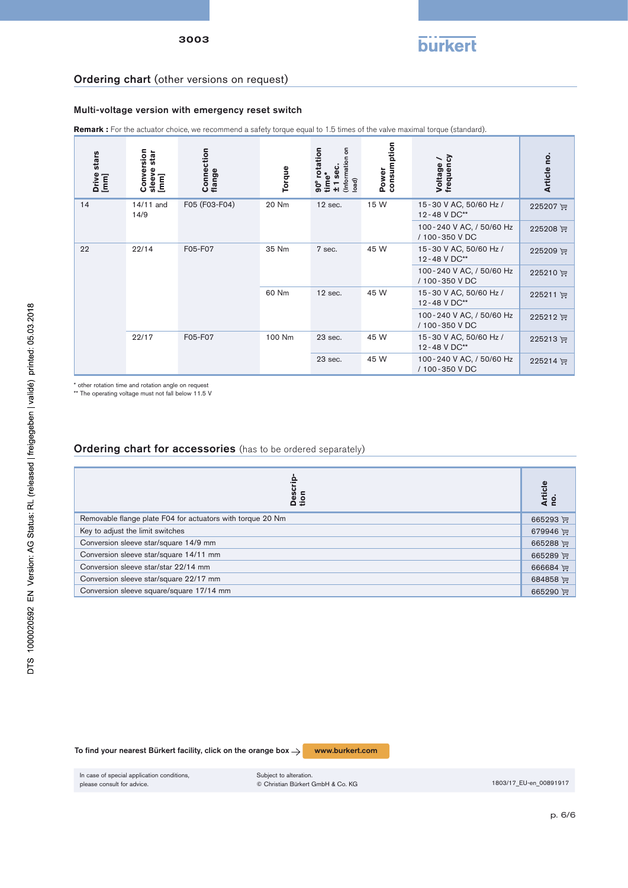## Ordering chart (other versions on request)

### Multi-voltage version with emergency reset switch

**Remark :** For the actuator choice, we recommend a safety torque equal to 1.5 times of the valve maximal torque (standard).

| Drive stars [mm] | Conversion sleeve star [mm] | Connection flange | Torque | 90° rotation time* ± 1 sec. (Information on load) | Power consumption | Voltage / frequency | Article no. |
|---|---|---|---|---|---|---|---|
| 14 | 14/11 and 14/9 | F05 (F03-F04) | 20 Nm | 12 sec. | 15 W | 15-30 V AC, 50/60 Hz / 12-48 V DC** | 225207 |
| | | | | | | 100-240 V AC, / 50/60 Hz / 100-350 V DC | 225208 |
| 22 | 22/14 | F05-F07 | 35 Nm | 7 sec. | 45 W | 15-30 V AC, 50/60 Hz / 12-48 V DC** | 225209 |
| | | | | | | 100-240 V AC, / 50/60 Hz / 100-350 V DC | 225210 |
| | | | 60 Nm | 12 sec. | 45 W | 15-30 V AC, 50/60 Hz / 12-48 V DC** | 225211 |
| | | | | | | 100-240 V AC, / 50/60 Hz / 100-350 V DC | 225212 |
| | 22/17 | F05-F07 | 100 Nm | 23 sec. | 45 W | 15-30 V AC, 50/60 Hz / 12-48 V DC** | 225213 |
| | | | | 23 sec. | 45 W | 100-240 V AC, / 50/60 Hz / 100-350 V DC | 225214 |

\* other rotation time and rotation angle on request
\** The operating voltage must not fall below 11.5 V

## Ordering chart for accessories (has to be ordered separately)

| Description | Article no. |
|---|---|
| Removable flange plate F04 for actuators with torque 20 Nm | 665293 |
| Key to adjust the limit switches | 679946 |
| Conversion sleeve star/square 14/9 mm | 665288 |
| Conversion sleeve star/square 14/11 mm | 665289 |
| Conversion sleeve star/star 22/14 mm | 666684 |
| Conversion sleeve star/square 22/17 mm | 684858 |
| Conversion sleeve square/square 17/14 mm | 665290 |

To find your nearest Bürkert facility, click on the orange box → **www.burkert.com**

In case of special application conditions, please consult for advice.

Subject to alteration.
© Christian Bürkert GmbH & Co. KG

1803/17_EU-en_00891917